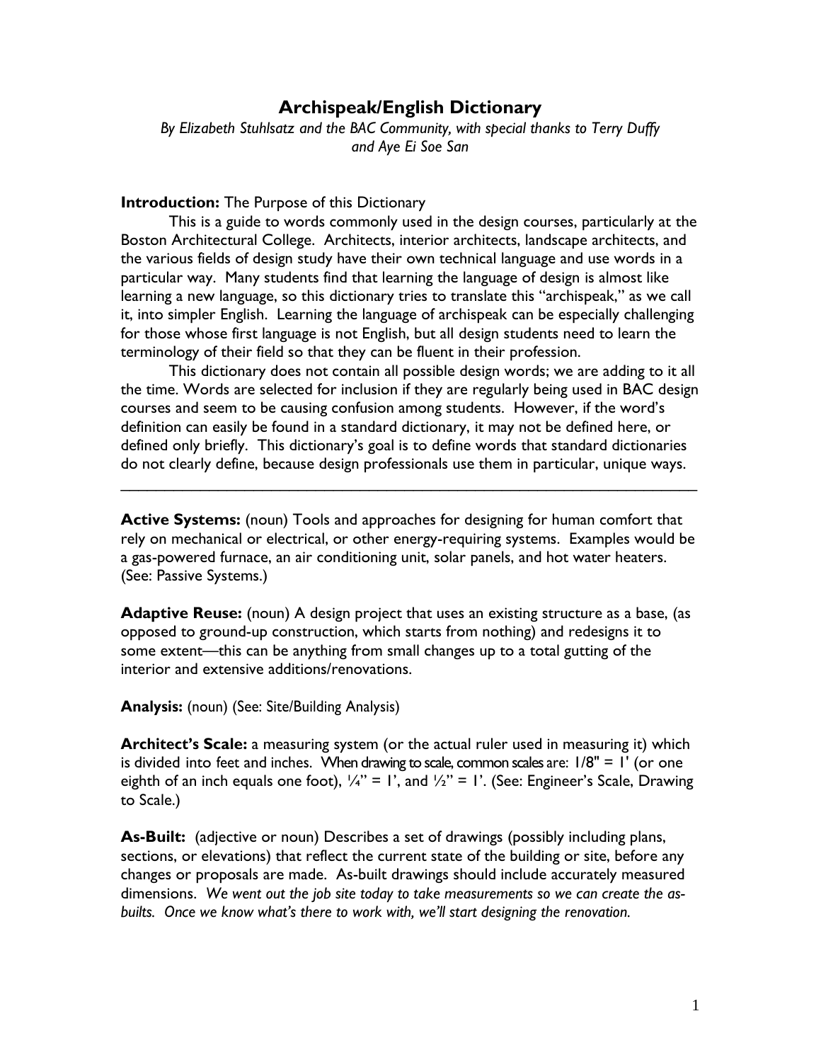# Archispeak/English Dictionary

*By Elizabeth Stuhlsatz and the BAC Community, with special thanks to Terry Duffy and Aye Ei Soe San*

**Introduction:** The Purpose of this Dictionary

This is a guide to words commonly used in the design courses, particularly at the Boston Architectural College. Architects, interior architects, landscape architects, and the various fields of design study have their own technical language and use words in a particular way. Many students find that learning the language of design is almost like learning a new language, so this dictionary tries to translate this "archispeak," as we call it, into simpler English. Learning the language of archispeak can be especially challenging for those whose first language is not English, but all design students need to learn the terminology of their field so that they can be fluent in their profession.

This dictionary does not contain all possible design words; we are adding to it all the time. Words are selected for inclusion if they are regularly being used in BAC design courses and seem to be causing confusion among students. However, if the word's definition can easily be found in a standard dictionary, it may not be defined here, or defined only briefly. This dictionary's goal is to define words that standard dictionaries do not clearly define, because design professionals use them in particular, unique ways.

---

**Active Systems:** (noun) Tools and approaches for designing for human comfort that rely on mechanical or electrical, or other energy-requiring systems. Examples would be a gas-powered furnace, an air conditioning unit, solar panels, and hot water heaters. (See: Passive Systems.)

**Adaptive Reuse:** (noun) A design project that uses an existing structure as a base, (as opposed to ground-up construction, which starts from nothing) and redesigns it to some extent—this can be anything from small changes up to a total gutting of the interior and extensive additions/renovations.

**Analysis:** (noun) (See: Site/Building Analysis)

**Architect's Scale:** a measuring system (or the actual ruler used in measuring it) which is divided into feet and inches. When drawing to scale, common scales are: 1/8" = 1' (or one eighth of an inch equals one foot), ¼" = 1', and ½" = 1'. (See: Engineer's Scale, Drawing to Scale.)

**As-Built:** (adjective or noun) Describes a set of drawings (possibly including plans, sections, or elevations) that reflect the current state of the building or site, before any changes or proposals are made. As-built drawings should include accurately measured dimensions. *We went out the job site today to take measurements so we can create the as-builts. Once we know what's there to work with, we'll start designing the renovation.*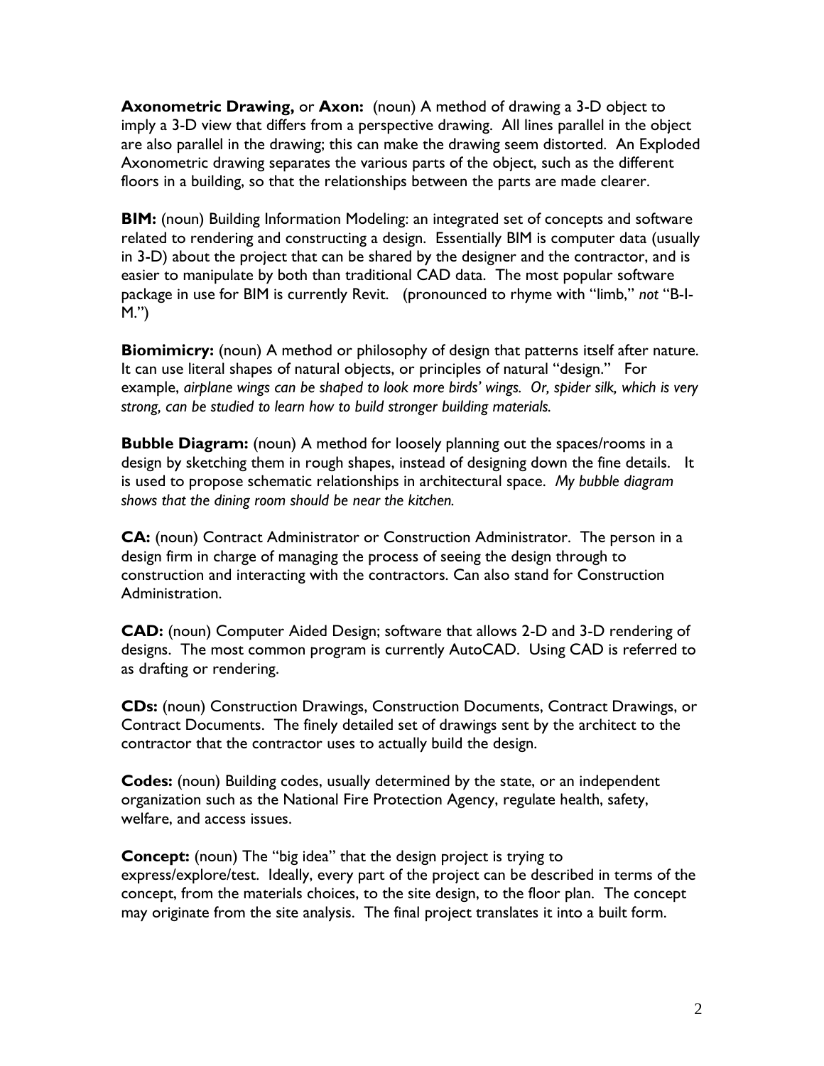**Axonometric Drawing,** or **Axon:** (noun) A method of drawing a 3-D object to imply a 3-D view that differs from a perspective drawing. All lines parallel in the object are also parallel in the drawing; this can make the drawing seem distorted. An Exploded Axonometric drawing separates the various parts of the object, such as the different floors in a building, so that the relationships between the parts are made clearer.

**BIM:** (noun) Building Information Modeling: an integrated set of concepts and software related to rendering and constructing a design. Essentially BIM is computer data (usually in 3-D) about the project that can be shared by the designer and the contractor, and is easier to manipulate by both than traditional CAD data. The most popular software package in use for BIM is currently Revit. (pronounced to rhyme with "limb," *not* "B-I-M.")

**Biomimicry:** (noun) A method or philosophy of design that patterns itself after nature. It can use literal shapes of natural objects, or principles of natural "design." For example, *airplane wings can be shaped to look more birds' wings. Or, spider silk, which is very strong, can be studied to learn how to build stronger building materials.*

**Bubble Diagram:** (noun) A method for loosely planning out the spaces/rooms in a design by sketching them in rough shapes, instead of designing down the fine details. It is used to propose schematic relationships in architectural space. *My bubble diagram shows that the dining room should be near the kitchen.*

**CA:** (noun) Contract Administrator or Construction Administrator. The person in a design firm in charge of managing the process of seeing the design through to construction and interacting with the contractors. Can also stand for Construction Administration.

**CAD:** (noun) Computer Aided Design; software that allows 2-D and 3-D rendering of designs. The most common program is currently AutoCAD. Using CAD is referred to as drafting or rendering.

**CDs:** (noun) Construction Drawings, Construction Documents, Contract Drawings, or Contract Documents. The finely detailed set of drawings sent by the architect to the contractor that the contractor uses to actually build the design.

**Codes:** (noun) Building codes, usually determined by the state, or an independent organization such as the National Fire Protection Agency, regulate health, safety, welfare, and access issues.

**Concept:** (noun) The "big idea" that the design project is trying to express/explore/test. Ideally, every part of the project can be described in terms of the concept, from the materials choices, to the site design, to the floor plan. The concept may originate from the site analysis. The final project translates it into a built form.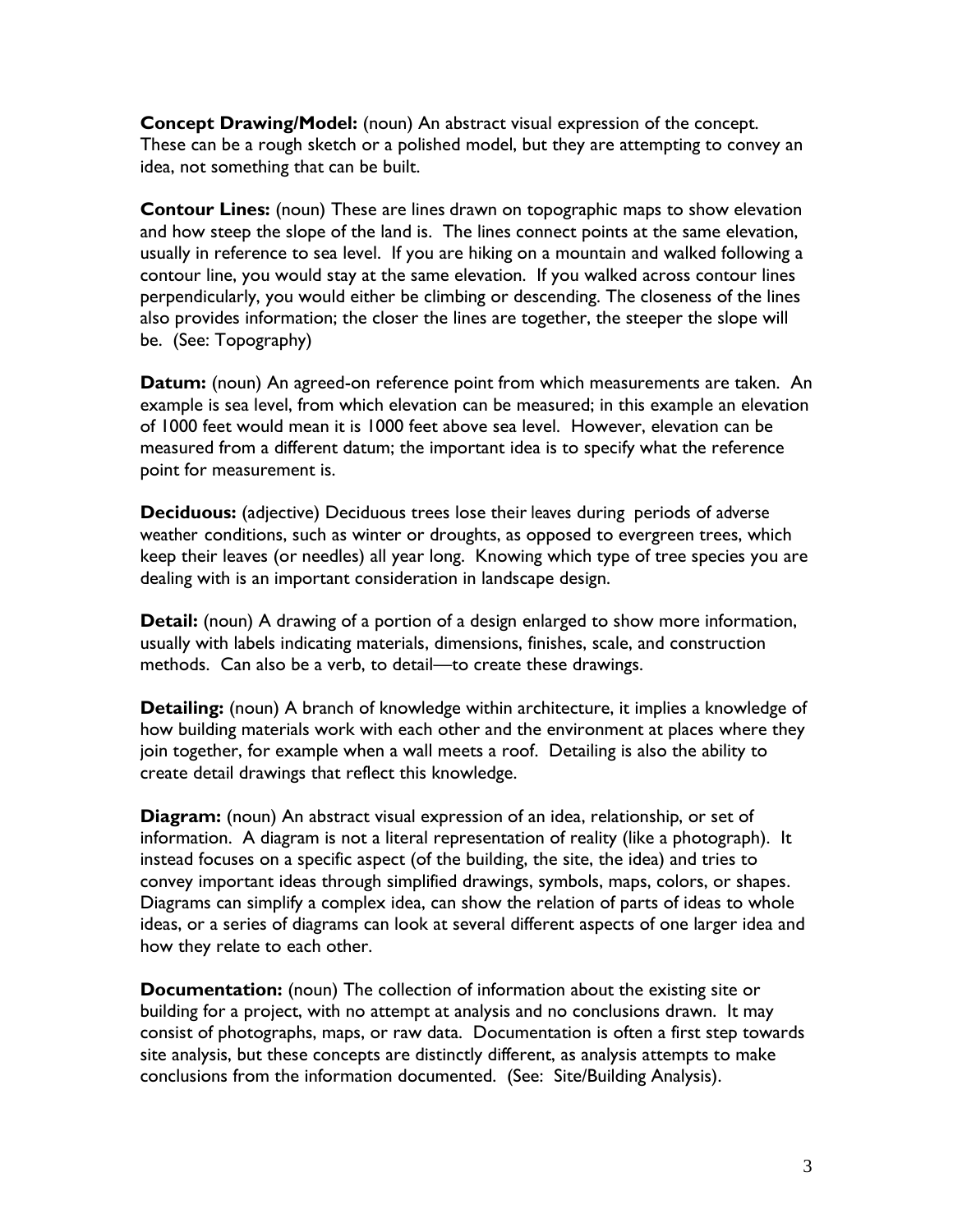**Concept Drawing/Model:** (noun) An abstract visual expression of the concept. These can be a rough sketch or a polished model, but they are attempting to convey an idea, not something that can be built.

**Contour Lines:** (noun) These are lines drawn on topographic maps to show elevation and how steep the slope of the land is. The lines connect points at the same elevation, usually in reference to sea level. If you are hiking on a mountain and walked following a contour line, you would stay at the same elevation. If you walked across contour lines perpendicularly, you would either be climbing or descending. The closeness of the lines also provides information; the closer the lines are together, the steeper the slope will be. (See: Topography)

**Datum:** (noun) An agreed-on reference point from which measurements are taken. An example is sea level, from which elevation can be measured; in this example an elevation of 1000 feet would mean it is 1000 feet above sea level. However, elevation can be measured from a different datum; the important idea is to specify what the reference point for measurement is.

**Deciduous:** (adjective) Deciduous trees lose their leaves during periods of adverse weather conditions, such as winter or droughts, as opposed to evergreen trees, which keep their leaves (or needles) all year long. Knowing which type of tree species you are dealing with is an important consideration in landscape design.

**Detail:** (noun) A drawing of a portion of a design enlarged to show more information, usually with labels indicating materials, dimensions, finishes, scale, and construction methods. Can also be a verb, to detail—to create these drawings.

**Detailing:** (noun) A branch of knowledge within architecture, it implies a knowledge of how building materials work with each other and the environment at places where they join together, for example when a wall meets a roof. Detailing is also the ability to create detail drawings that reflect this knowledge.

**Diagram:** (noun) An abstract visual expression of an idea, relationship, or set of information. A diagram is not a literal representation of reality (like a photograph). It instead focuses on a specific aspect (of the building, the site, the idea) and tries to convey important ideas through simplified drawings, symbols, maps, colors, or shapes. Diagrams can simplify a complex idea, can show the relation of parts of ideas to whole ideas, or a series of diagrams can look at several different aspects of one larger idea and how they relate to each other.

**Documentation:** (noun) The collection of information about the existing site or building for a project, with no attempt at analysis and no conclusions drawn. It may consist of photographs, maps, or raw data. Documentation is often a first step towards site analysis, but these concepts are distinctly different, as analysis attempts to make conclusions from the information documented. (See: Site/Building Analysis).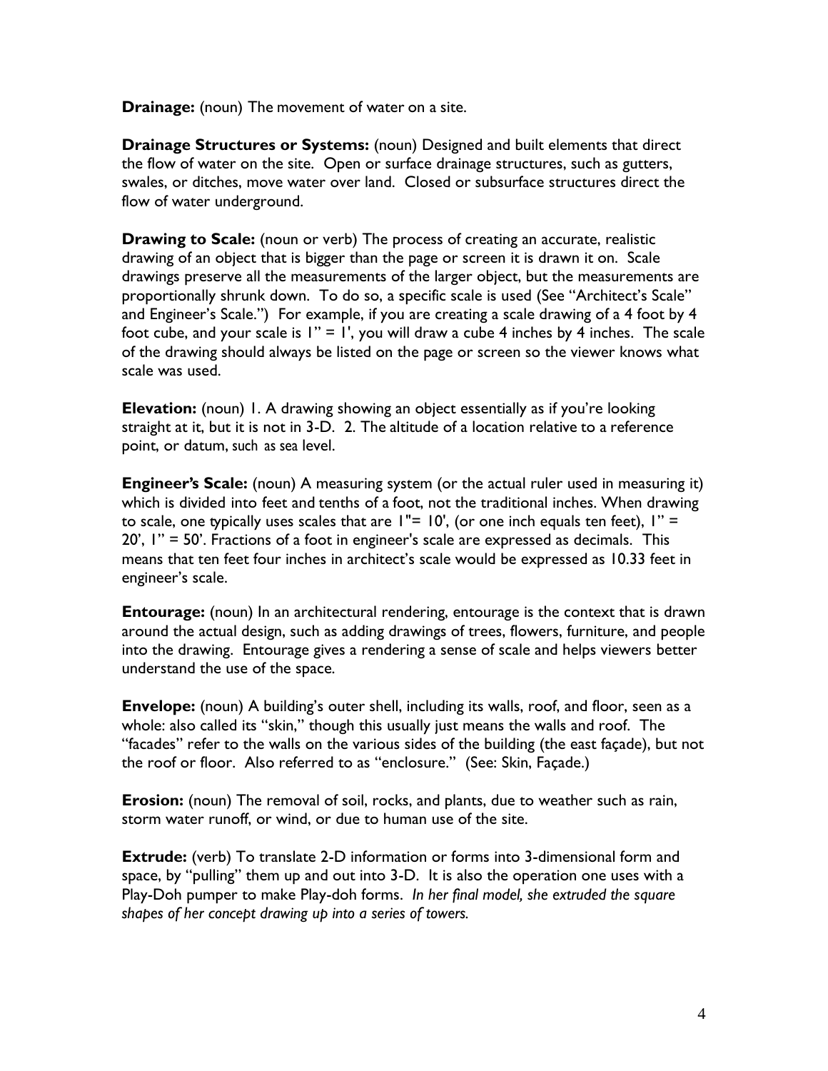**Drainage:** (noun) The movement of water on a site.

**Drainage Structures or Systems:** (noun) Designed and built elements that direct the flow of water on the site. Open or surface drainage structures, such as gutters, swales, or ditches, move water over land. Closed or subsurface structures direct the flow of water underground.

**Drawing to Scale:** (noun or verb) The process of creating an accurate, realistic drawing of an object that is bigger than the page or screen it is drawn it on. Scale drawings preserve all the measurements of the larger object, but the measurements are proportionally shrunk down. To do so, a specific scale is used (See "Architect's Scale" and Engineer's Scale.") For example, if you are creating a scale drawing of a 4 foot by 4 foot cube, and your scale is 1" = 1', you will draw a cube 4 inches by 4 inches. The scale of the drawing should always be listed on the page or screen so the viewer knows what scale was used.

**Elevation:** (noun) 1. A drawing showing an object essentially as if you're looking straight at it, but it is not in 3-D. 2. The altitude of a location relative to a reference point, or datum, such as sea level.

**Engineer's Scale:** (noun) A measuring system (or the actual ruler used in measuring it) which is divided into feet and tenths of a foot, not the traditional inches. When drawing to scale, one typically uses scales that are 1"= 10', (or one inch equals ten feet), 1" = 20', 1" = 50'. Fractions of a foot in engineer's scale are expressed as decimals. This means that ten feet four inches in architect's scale would be expressed as 10.33 feet in engineer's scale.

**Entourage:** (noun) In an architectural rendering, entourage is the context that is drawn around the actual design, such as adding drawings of trees, flowers, furniture, and people into the drawing. Entourage gives a rendering a sense of scale and helps viewers better understand the use of the space.

**Envelope:** (noun) A building's outer shell, including its walls, roof, and floor, seen as a whole: also called its "skin," though this usually just means the walls and roof. The "facades" refer to the walls on the various sides of the building (the east façade), but not the roof or floor. Also referred to as "enclosure." (See: Skin, Façade.)

**Erosion:** (noun) The removal of soil, rocks, and plants, due to weather such as rain, storm water runoff, or wind, or due to human use of the site.

**Extrude:** (verb) To translate 2-D information or forms into 3-dimensional form and space, by "pulling" them up and out into 3-D. It is also the operation one uses with a Play-Doh pumper to make Play-doh forms. *In her final model, she extruded the square shapes of her concept drawing up into a series of towers.*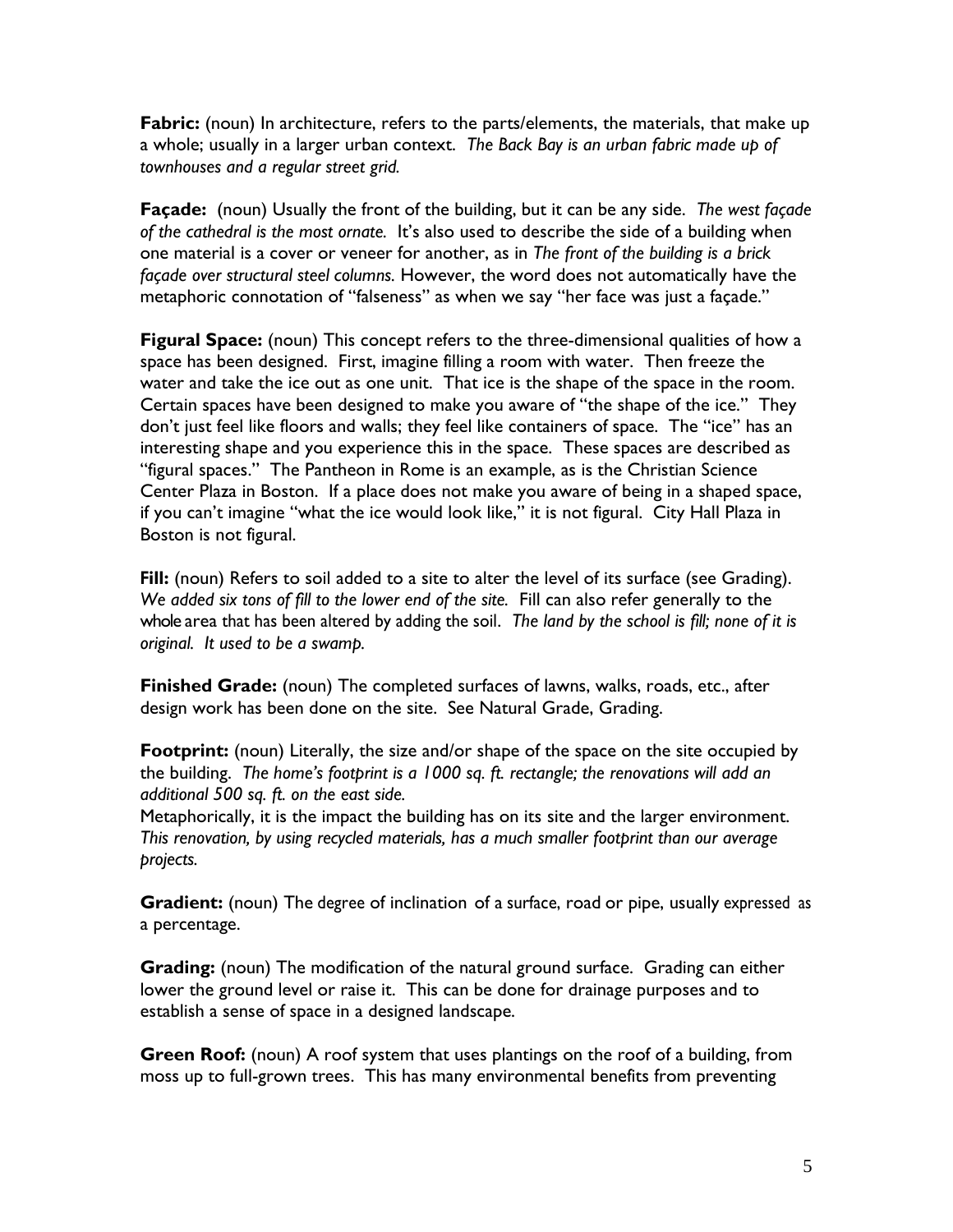**Fabric:** (noun) In architecture, refers to the parts/elements, the materials, that make up a whole; usually in a larger urban context. *The Back Bay is an urban fabric made up of townhouses and a regular street grid.*

**Façade:** (noun) Usually the front of the building, but it can be any side. *The west façade of the cathedral is the most ornate.* It's also used to describe the side of a building when one material is a cover or veneer for another, as in *The front of the building is a brick façade over structural steel columns.* However, the word does not automatically have the metaphoric connotation of "falseness" as when we say "her face was just a façade."

**Figural Space:** (noun) This concept refers to the three-dimensional qualities of how a space has been designed. First, imagine filling a room with water. Then freeze the water and take the ice out as one unit. That ice is the shape of the space in the room. Certain spaces have been designed to make you aware of "the shape of the ice." They don't just feel like floors and walls; they feel like containers of space. The "ice" has an interesting shape and you experience this in the space. These spaces are described as "figural spaces." The Pantheon in Rome is an example, as is the Christian Science Center Plaza in Boston. If a place does not make you aware of being in a shaped space, if you can't imagine "what the ice would look like," it is not figural. City Hall Plaza in Boston is not figural.

**Fill:** (noun) Refers to soil added to a site to alter the level of its surface (see Grading). *We added six tons of fill to the lower end of the site.* Fill can also refer generally to the whole area that has been altered by adding the soil. *The land by the school is fill; none of it is original. It used to be a swamp.*

**Finished Grade:** (noun) The completed surfaces of lawns, walks, roads, etc., after design work has been done on the site. See Natural Grade, Grading.

**Footprint:** (noun) Literally, the size and/or shape of the space on the site occupied by the building. *The home's footprint is a 1000 sq. ft. rectangle; the renovations will add an additional 500 sq. ft. on the east side.*
Metaphorically, it is the impact the building has on its site and the larger environment. *This renovation, by using recycled materials, has a much smaller footprint than our average projects.*

**Gradient:** (noun) The degree of inclination of a surface, road or pipe, usually expressed as a percentage.

**Grading:** (noun) The modification of the natural ground surface. Grading can either lower the ground level or raise it. This can be done for drainage purposes and to establish a sense of space in a designed landscape.

**Green Roof:** (noun) A roof system that uses plantings on the roof of a building, from moss up to full-grown trees. This has many environmental benefits from preventing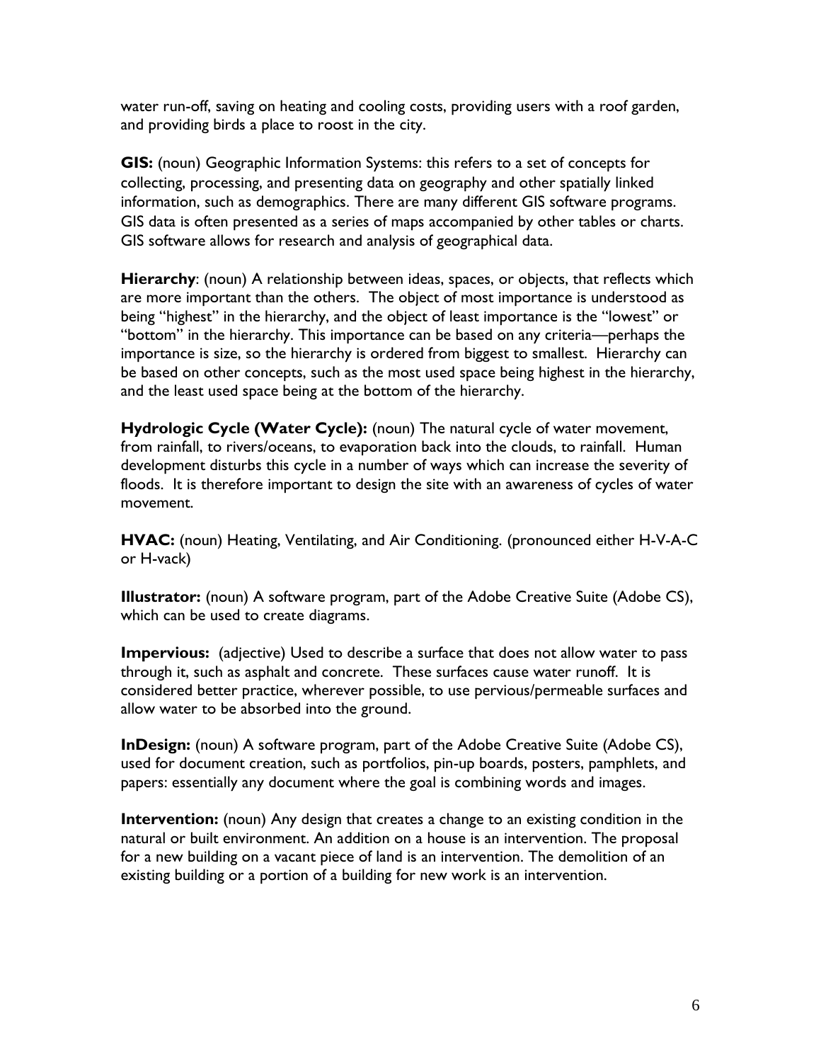water run-off, saving on heating and cooling costs, providing users with a roof garden, and providing birds a place to roost in the city.

**GIS:** (noun) Geographic Information Systems: this refers to a set of concepts for collecting, processing, and presenting data on geography and other spatially linked information, such as demographics. There are many different GIS software programs. GIS data is often presented as a series of maps accompanied by other tables or charts. GIS software allows for research and analysis of geographical data.

**Hierarchy**: (noun) A relationship between ideas, spaces, or objects, that reflects which are more important than the others. The object of most importance is understood as being "highest" in the hierarchy, and the object of least importance is the "lowest" or "bottom" in the hierarchy. This importance can be based on any criteria—perhaps the importance is size, so the hierarchy is ordered from biggest to smallest. Hierarchy can be based on other concepts, such as the most used space being highest in the hierarchy, and the least used space being at the bottom of the hierarchy.

**Hydrologic Cycle (Water Cycle):** (noun) The natural cycle of water movement, from rainfall, to rivers/oceans, to evaporation back into the clouds, to rainfall. Human development disturbs this cycle in a number of ways which can increase the severity of floods. It is therefore important to design the site with an awareness of cycles of water movement.

**HVAC:** (noun) Heating, Ventilating, and Air Conditioning. (pronounced either H-V-A-C or H-vack)

**Illustrator:** (noun) A software program, part of the Adobe Creative Suite (Adobe CS), which can be used to create diagrams.

**Impervious:** (adjective) Used to describe a surface that does not allow water to pass through it, such as asphalt and concrete. These surfaces cause water runoff. It is considered better practice, wherever possible, to use pervious/permeable surfaces and allow water to be absorbed into the ground.

**InDesign:** (noun) A software program, part of the Adobe Creative Suite (Adobe CS), used for document creation, such as portfolios, pin-up boards, posters, pamphlets, and papers: essentially any document where the goal is combining words and images.

**Intervention:** (noun) Any design that creates a change to an existing condition in the natural or built environment. An addition on a house is an intervention. The proposal for a new building on a vacant piece of land is an intervention. The demolition of an existing building or a portion of a building for new work is an intervention.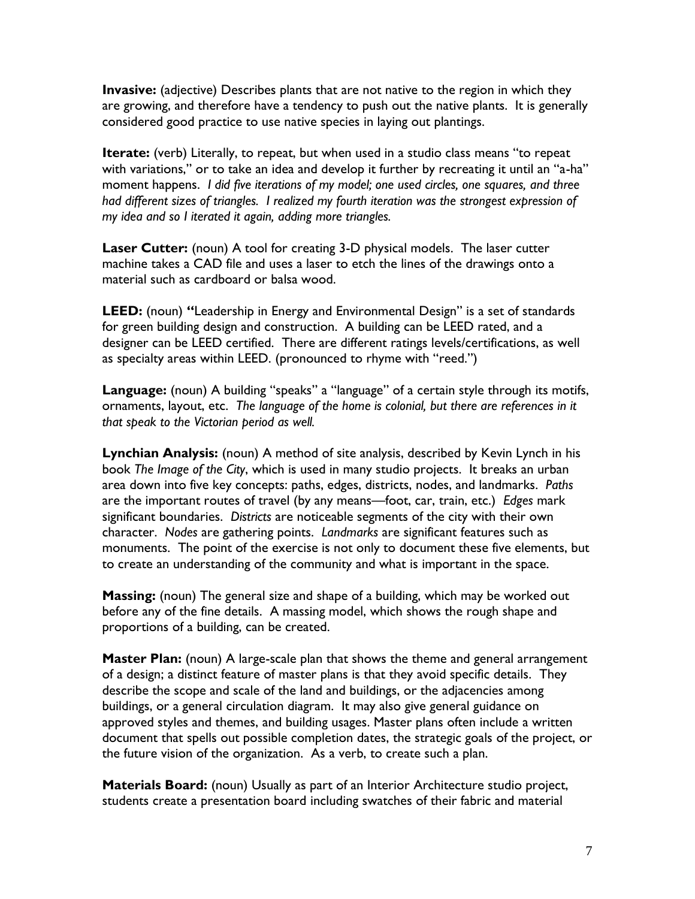**Invasive:** (adjective) Describes plants that are not native to the region in which they are growing, and therefore have a tendency to push out the native plants. It is generally considered good practice to use native species in laying out plantings.

**Iterate:** (verb) Literally, to repeat, but when used in a studio class means "to repeat with variations," or to take an idea and develop it further by recreating it until an "a-ha" moment happens. *I did five iterations of my model; one used circles, one squares, and three had different sizes of triangles. I realized my fourth iteration was the strongest expression of my idea and so I iterated it again, adding more triangles.*

**Laser Cutter:** (noun) A tool for creating 3-D physical models. The laser cutter machine takes a CAD file and uses a laser to etch the lines of the drawings onto a material such as cardboard or balsa wood.

**LEED:** (noun) **"**Leadership in Energy and Environmental Design" is a set of standards for green building design and construction. A building can be LEED rated, and a designer can be LEED certified. There are different ratings levels/certifications, as well as specialty areas within LEED. (pronounced to rhyme with "reed.")

**Language:** (noun) A building "speaks" a "language" of a certain style through its motifs, ornaments, layout, etc. *The language of the home is colonial, but there are references in it that speak to the Victorian period as well.*

**Lynchian Analysis:** (noun) A method of site analysis, described by Kevin Lynch in his book *The Image of the City*, which is used in many studio projects. It breaks an urban area down into five key concepts: paths, edges, districts, nodes, and landmarks. *Paths* are the important routes of travel (by any means—foot, car, train, etc.) *Edges* mark significant boundaries. *Districts* are noticeable segments of the city with their own character. *Nodes* are gathering points. *Landmarks* are significant features such as monuments. The point of the exercise is not only to document these five elements, but to create an understanding of the community and what is important in the space.

**Massing:** (noun) The general size and shape of a building, which may be worked out before any of the fine details. A massing model, which shows the rough shape and proportions of a building, can be created.

**Master Plan:** (noun) A large-scale plan that shows the theme and general arrangement of a design; a distinct feature of master plans is that they avoid specific details. They describe the scope and scale of the land and buildings, or the adjacencies among buildings, or a general circulation diagram. It may also give general guidance on approved styles and themes, and building usages. Master plans often include a written document that spells out possible completion dates, the strategic goals of the project, or the future vision of the organization. As a verb, to create such a plan.

**Materials Board:** (noun) Usually as part of an Interior Architecture studio project, students create a presentation board including swatches of their fabric and material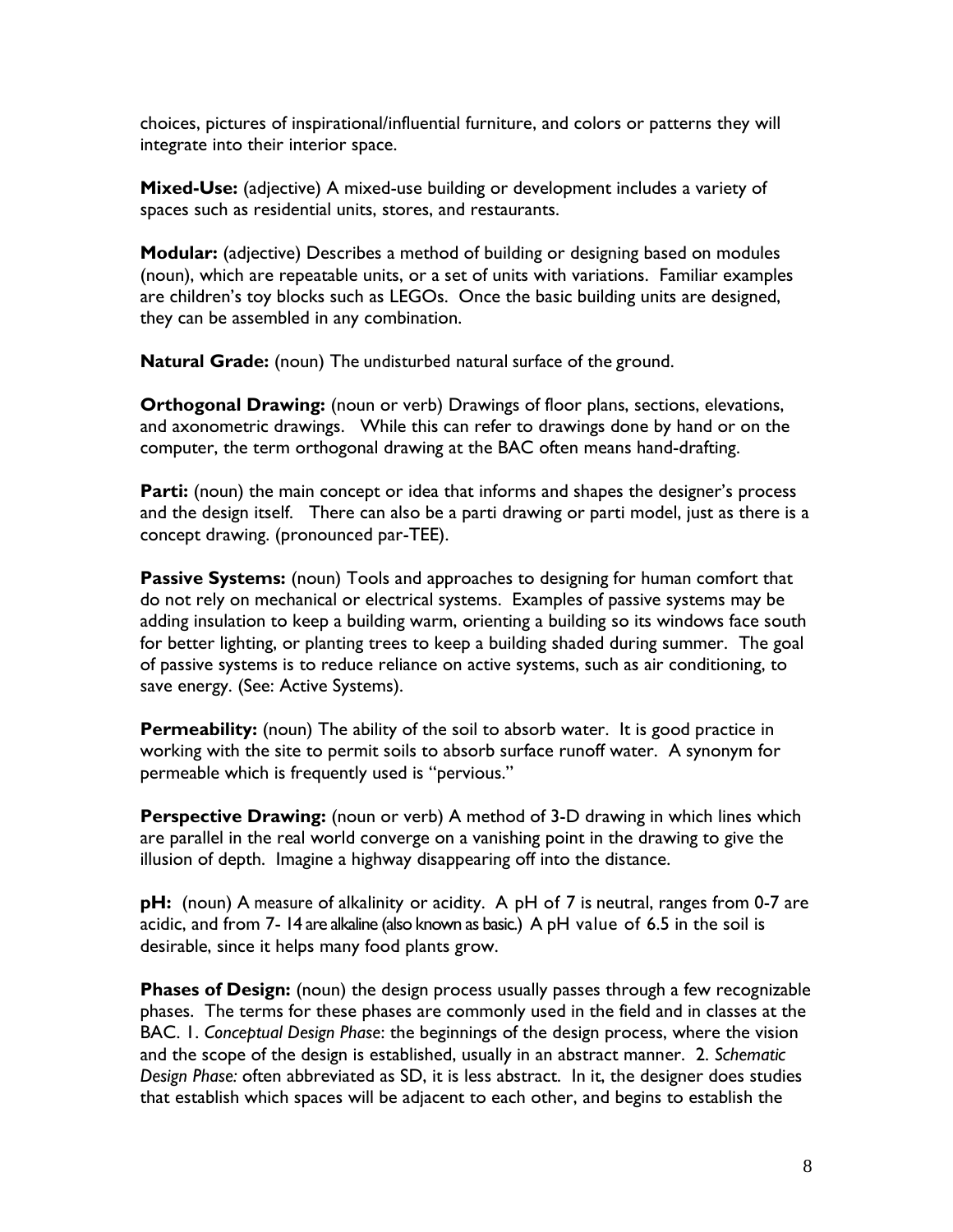choices, pictures of inspirational/influential furniture, and colors or patterns they will integrate into their interior space.

**Mixed-Use:** (adjective) A mixed-use building or development includes a variety of spaces such as residential units, stores, and restaurants.

**Modular:** (adjective) Describes a method of building or designing based on modules (noun), which are repeatable units, or a set of units with variations. Familiar examples are children's toy blocks such as LEGOs. Once the basic building units are designed, they can be assembled in any combination.

**Natural Grade:** (noun) The undisturbed natural surface of the ground.

**Orthogonal Drawing:** (noun or verb) Drawings of floor plans, sections, elevations, and axonometric drawings. While this can refer to drawings done by hand or on the computer, the term orthogonal drawing at the BAC often means hand-drafting.

**Parti:** (noun) the main concept or idea that informs and shapes the designer's process and the design itself. There can also be a parti drawing or parti model, just as there is a concept drawing. (pronounced par-TEE).

**Passive Systems:** (noun) Tools and approaches to designing for human comfort that do not rely on mechanical or electrical systems. Examples of passive systems may be adding insulation to keep a building warm, orienting a building so its windows face south for better lighting, or planting trees to keep a building shaded during summer. The goal of passive systems is to reduce reliance on active systems, such as air conditioning, to save energy. (See: Active Systems).

**Permeability:** (noun) The ability of the soil to absorb water. It is good practice in working with the site to permit soils to absorb surface runoff water. A synonym for permeable which is frequently used is "pervious."

**Perspective Drawing:** (noun or verb) A method of 3-D drawing in which lines which are parallel in the real world converge on a vanishing point in the drawing to give the illusion of depth. Imagine a highway disappearing off into the distance.

**pH:** (noun) A measure of alkalinity or acidity. A pH of 7 is neutral, ranges from 0-7 are acidic, and from 7- 14 are alkaline (also known as basic.) A pH value of 6.5 in the soil is desirable, since it helps many food plants grow.

**Phases of Design:** (noun) the design process usually passes through a few recognizable phases. The terms for these phases are commonly used in the field and in classes at the BAC. 1. *Conceptual Design Phase*: the beginnings of the design process, where the vision and the scope of the design is established, usually in an abstract manner. 2. *Schematic Design Phase:* often abbreviated as SD, it is less abstract. In it, the designer does studies that establish which spaces will be adjacent to each other, and begins to establish the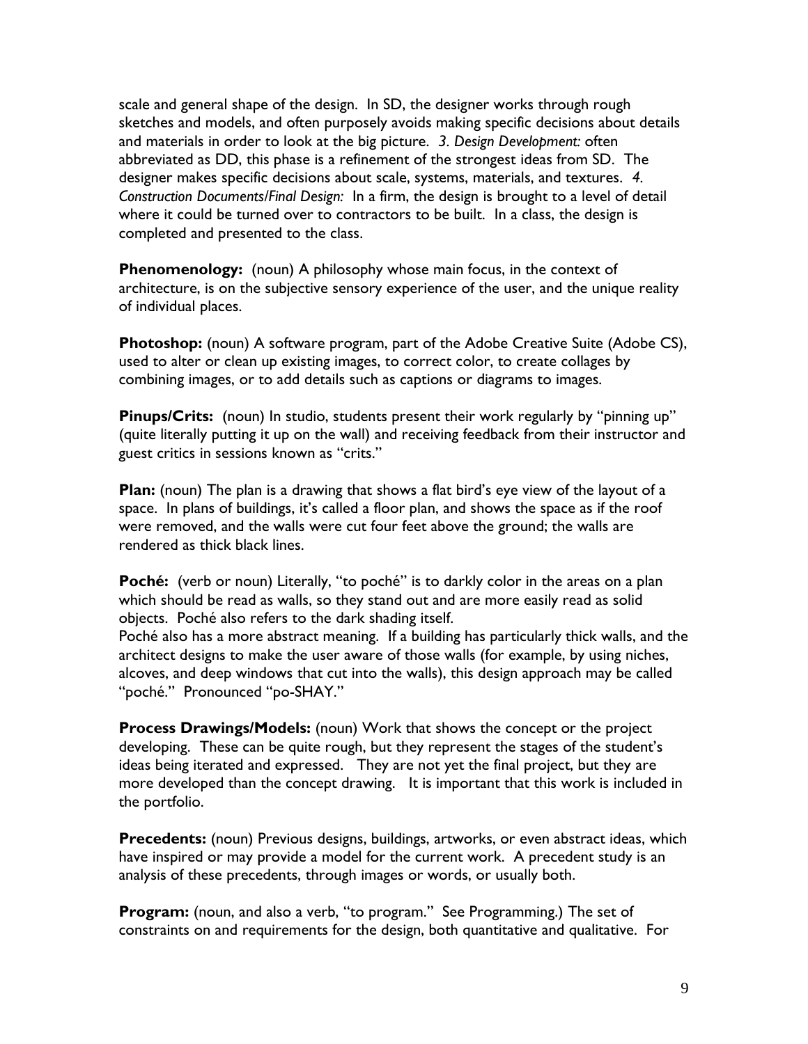scale and general shape of the design. In SD, the designer works through rough sketches and models, and often purposely avoids making specific decisions about details and materials in order to look at the big picture. *3. Design Development:* often abbreviated as DD, this phase is a refinement of the strongest ideas from SD. The designer makes specific decisions about scale, systems, materials, and textures. *4. Construction Documents/Final Design:* In a firm, the design is brought to a level of detail where it could be turned over to contractors to be built. In a class, the design is completed and presented to the class.

**Phenomenology:** (noun) A philosophy whose main focus, in the context of architecture, is on the subjective sensory experience of the user, and the unique reality of individual places.

**Photoshop:** (noun) A software program, part of the Adobe Creative Suite (Adobe CS), used to alter or clean up existing images, to correct color, to create collages by combining images, or to add details such as captions or diagrams to images.

**Pinups/Crits:** (noun) In studio, students present their work regularly by "pinning up" (quite literally putting it up on the wall) and receiving feedback from their instructor and guest critics in sessions known as "crits."

**Plan:** (noun) The plan is a drawing that shows a flat bird's eye view of the layout of a space. In plans of buildings, it's called a floor plan, and shows the space as if the roof were removed, and the walls were cut four feet above the ground; the walls are rendered as thick black lines.

**Poché:** (verb or noun) Literally, "to poché" is to darkly color in the areas on a plan which should be read as walls, so they stand out and are more easily read as solid objects. Poché also refers to the dark shading itself.
Poché also has a more abstract meaning. If a building has particularly thick walls, and the architect designs to make the user aware of those walls (for example, by using niches, alcoves, and deep windows that cut into the walls), this design approach may be called "poché." Pronounced "po-SHAY."

**Process Drawings/Models:** (noun) Work that shows the concept or the project developing. These can be quite rough, but they represent the stages of the student's ideas being iterated and expressed. They are not yet the final project, but they are more developed than the concept drawing. It is important that this work is included in the portfolio.

**Precedents:** (noun) Previous designs, buildings, artworks, or even abstract ideas, which have inspired or may provide a model for the current work. A precedent study is an analysis of these precedents, through images or words, or usually both.

**Program:** (noun, and also a verb, "to program." See Programming.) The set of constraints on and requirements for the design, both quantitative and qualitative. For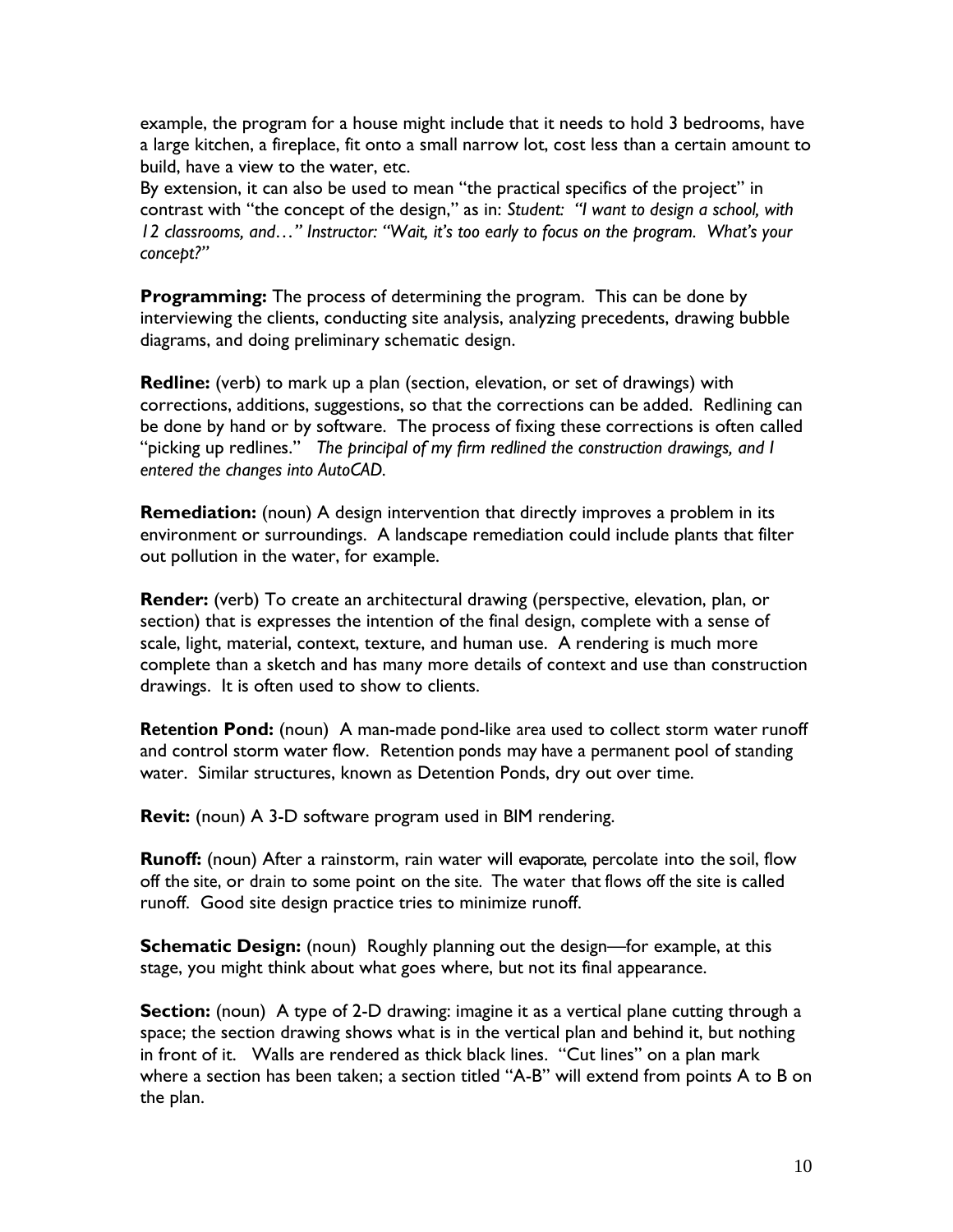example, the program for a house might include that it needs to hold 3 bedrooms, have a large kitchen, a fireplace, fit onto a small narrow lot, cost less than a certain amount to build, have a view to the water, etc.
By extension, it can also be used to mean "the practical specifics of the project" in contrast with "the concept of the design," as in: *Student: "I want to design a school, with 12 classrooms, and…" Instructor: "Wait, it's too early to focus on the program. What's your concept?"*

**Programming:** The process of determining the program. This can be done by interviewing the clients, conducting site analysis, analyzing precedents, drawing bubble diagrams, and doing preliminary schematic design.

**Redline:** (verb) to mark up a plan (section, elevation, or set of drawings) with corrections, additions, suggestions, so that the corrections can be added. Redlining can be done by hand or by software. The process of fixing these corrections is often called "picking up redlines." *The principal of my firm redlined the construction drawings, and I entered the changes into AutoCAD.*

**Remediation:** (noun) A design intervention that directly improves a problem in its environment or surroundings. A landscape remediation could include plants that filter out pollution in the water, for example.

**Render:** (verb) To create an architectural drawing (perspective, elevation, plan, or section) that is expresses the intention of the final design, complete with a sense of scale, light, material, context, texture, and human use. A rendering is much more complete than a sketch and has many more details of context and use than construction drawings. It is often used to show to clients.

**Retention Pond:** (noun) A man-made pond-like area used to collect storm water runoff and control storm water flow. Retention ponds may have a permanent pool of standing water. Similar structures, known as Detention Ponds, dry out over time.

**Revit:** (noun) A 3-D software program used in BIM rendering.

**Runoff:** (noun) After a rainstorm, rain water will evaporate, percolate into the soil, flow off the site, or drain to some point on the site. The water that flows off the site is called runoff. Good site design practice tries to minimize runoff.

**Schematic Design:** (noun) Roughly planning out the design—for example, at this stage, you might think about what goes where, but not its final appearance.

**Section:** (noun) A type of 2-D drawing: imagine it as a vertical plane cutting through a space; the section drawing shows what is in the vertical plan and behind it, but nothing in front of it. Walls are rendered as thick black lines. "Cut lines" on a plan mark where a section has been taken; a section titled "A-B" will extend from points A to B on the plan.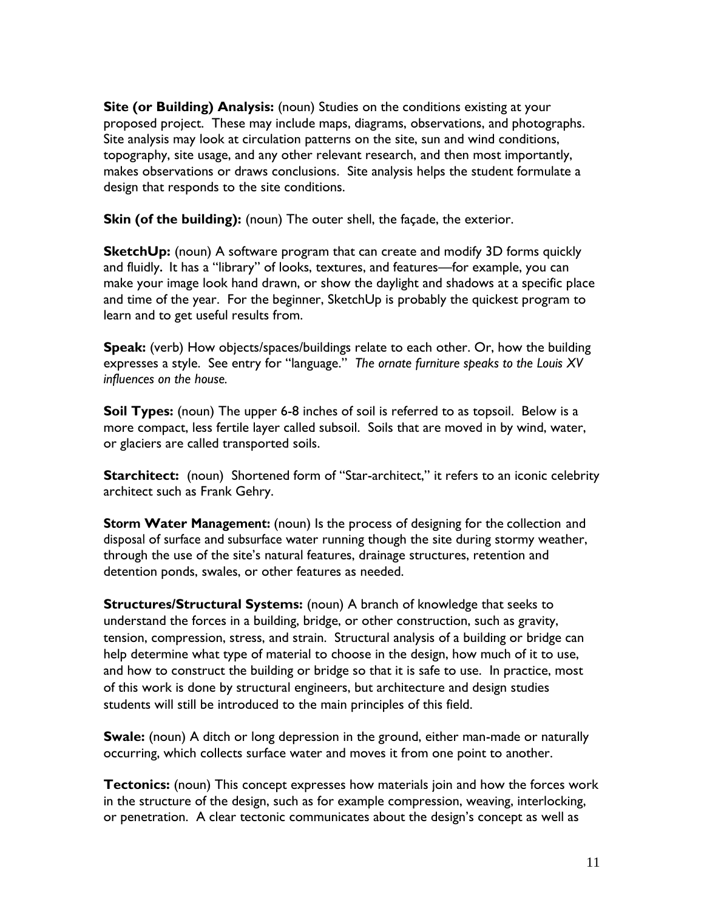**Site (or Building) Analysis:** (noun) Studies on the conditions existing at your proposed project. These may include maps, diagrams, observations, and photographs. Site analysis may look at circulation patterns on the site, sun and wind conditions, topography, site usage, and any other relevant research, and then most importantly, makes observations or draws conclusions. Site analysis helps the student formulate a design that responds to the site conditions.

**Skin (of the building):** (noun) The outer shell, the façade, the exterior.

**SketchUp:** (noun) A software program that can create and modify 3D forms quickly and fluidly. It has a "library" of looks, textures, and features—for example, you can make your image look hand drawn, or show the daylight and shadows at a specific place and time of the year. For the beginner, SketchUp is probably the quickest program to learn and to get useful results from.

**Speak:** (verb) How objects/spaces/buildings relate to each other. Or, how the building expresses a style. See entry for "language." *The ornate furniture speaks to the Louis XV influences on the house.*

**Soil Types:** (noun) The upper 6-8 inches of soil is referred to as topsoil. Below is a more compact, less fertile layer called subsoil. Soils that are moved in by wind, water, or glaciers are called transported soils.

**Starchitect:** (noun) Shortened form of "Star-architect," it refers to an iconic celebrity architect such as Frank Gehry.

**Storm Water Management:** (noun) Is the process of designing for the collection and disposal of surface and subsurface water running though the site during stormy weather, through the use of the site's natural features, drainage structures, retention and detention ponds, swales, or other features as needed.

**Structures/Structural Systems:** (noun) A branch of knowledge that seeks to understand the forces in a building, bridge, or other construction, such as gravity, tension, compression, stress, and strain. Structural analysis of a building or bridge can help determine what type of material to choose in the design, how much of it to use, and how to construct the building or bridge so that it is safe to use. In practice, most of this work is done by structural engineers, but architecture and design studies students will still be introduced to the main principles of this field.

**Swale:** (noun) A ditch or long depression in the ground, either man-made or naturally occurring, which collects surface water and moves it from one point to another.

**Tectonics:** (noun) This concept expresses how materials join and how the forces work in the structure of the design, such as for example compression, weaving, interlocking, or penetration. A clear tectonic communicates about the design's concept as well as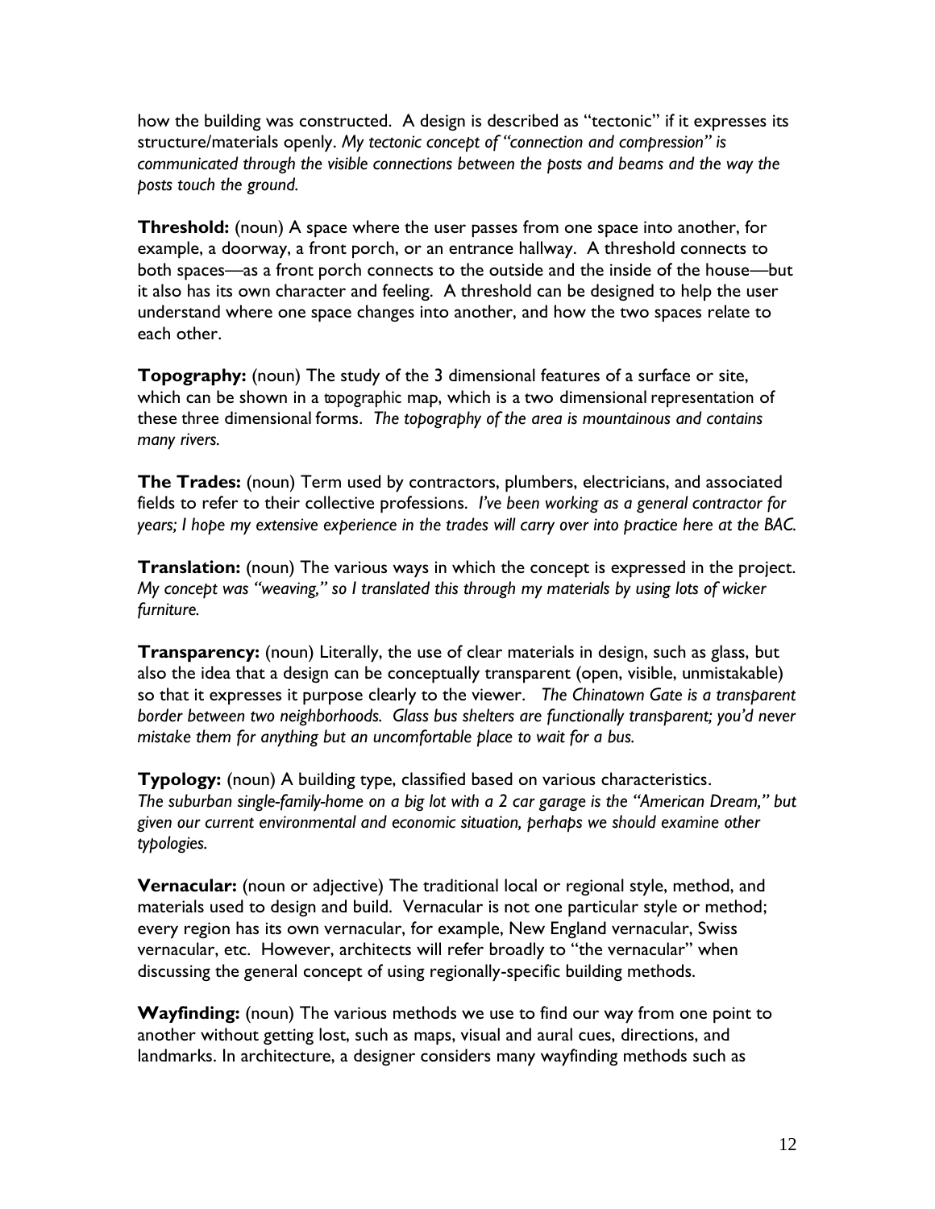how the building was constructed. A design is described as "tectonic" if it expresses its structure/materials openly. *My tectonic concept of "connection and compression" is communicated through the visible connections between the posts and beams and the way the posts touch the ground.*

**Threshold:** (noun) A space where the user passes from one space into another, for example, a doorway, a front porch, or an entrance hallway. A threshold connects to both spaces—as a front porch connects to the outside and the inside of the house—but it also has its own character and feeling. A threshold can be designed to help the user understand where one space changes into another, and how the two spaces relate to each other.

**Topography:** (noun) The study of the 3 dimensional features of a surface or site, which can be shown in a topographic map, which is a two dimensional representation of these three dimensional forms. *The topography of the area is mountainous and contains many rivers.*

**The Trades:** (noun) Term used by contractors, plumbers, electricians, and associated fields to refer to their collective professions. *I've been working as a general contractor for years; I hope my extensive experience in the trades will carry over into practice here at the BAC.*

**Translation:** (noun) The various ways in which the concept is expressed in the project. *My concept was "weaving," so I translated this through my materials by using lots of wicker furniture.*

**Transparency:** (noun) Literally, the use of clear materials in design, such as glass, but also the idea that a design can be conceptually transparent (open, visible, unmistakable) so that it expresses it purpose clearly to the viewer. *The Chinatown Gate is a transparent border between two neighborhoods. Glass bus shelters are functionally transparent; you'd never mistake them for anything but an uncomfortable place to wait for a bus.*

**Typology:** (noun) A building type, classified based on various characteristics. *The suburban single-family-home on a big lot with a 2 car garage is the "American Dream," but given our current environmental and economic situation, perhaps we should examine other typologies.*

**Vernacular:** (noun or adjective) The traditional local or regional style, method, and materials used to design and build. Vernacular is not one particular style or method; every region has its own vernacular, for example, New England vernacular, Swiss vernacular, etc. However, architects will refer broadly to "the vernacular" when discussing the general concept of using regionally-specific building methods.

**Wayfinding:** (noun) The various methods we use to find our way from one point to another without getting lost, such as maps, visual and aural cues, directions, and landmarks. In architecture, a designer considers many wayfinding methods such as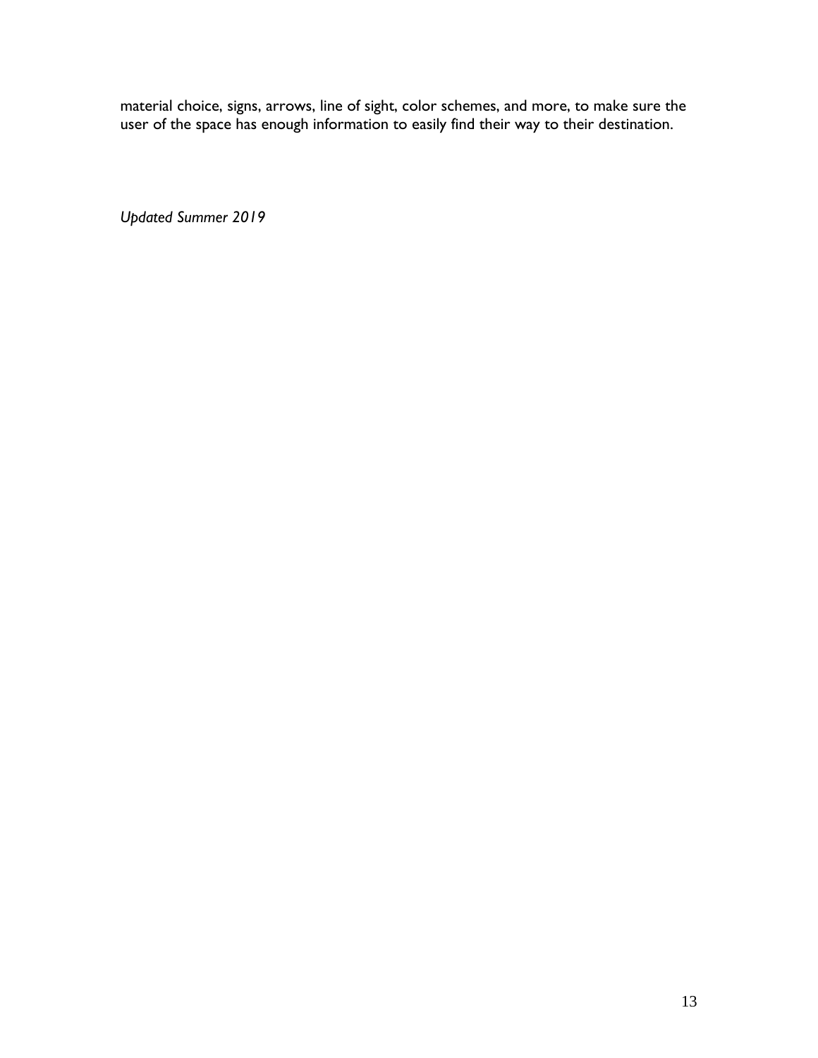material choice, signs, arrows, line of sight, color schemes, and more, to make sure the user of the space has enough information to easily find their way to their destination.

*Updated Summer 2019*